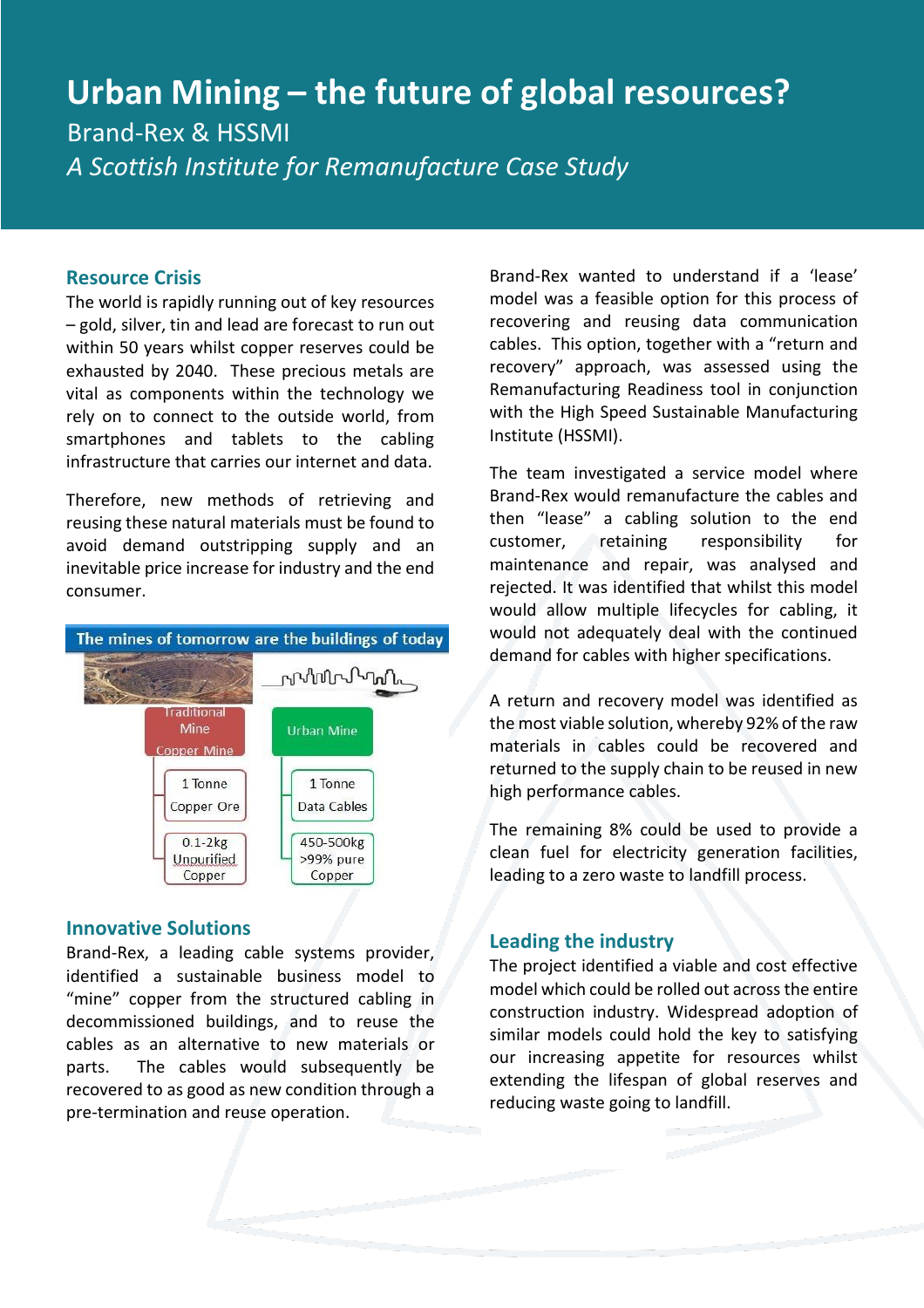# Urban Mining – the future of global resources?

## Brand-Rex & HSSMI

*A Scottish Institute for Remanufacture Case Study*

### Resource Crisis

The world is rapidly running out of key resources – gold, silver, tin and lead are forecast to run out within 50 years whilst copper reserves could be exhausted by 2040. These precious metals are vital as components within the technology we rely on to connect to the outside world, from smartphones and tablets to the cabling infrastructure that carries our internet and data.

Therefore, new methods of retrieving and reusing these natural materials must be found to avoid demand outstripping supply and an inevitable price increase for industry and the end consumer.

**The mines of tomorrow are the buildings of today**

| Traditional Mine (Copper Mine) | Urban Mine |
|---|---|
| 1 Tonne Copper Ore | 1 Tonne Data Cables |
| 0.1-2kg Unpurified Copper | 450-500kg >99% pure Copper |

### Innovative Solutions

Brand-Rex, a leading cable systems provider, identified a sustainable business model to "mine" copper from the structured cabling in decommissioned buildings, and to reuse the cables as an alternative to new materials or parts. The cables would subsequently be recovered to as good as new condition through a pre-termination and reuse operation.

Brand-Rex wanted to understand if a 'lease' model was a feasible option for this process of recovering and reusing data communication cables. This option, together with a "return and recovery" approach, was assessed using the Remanufacturing Readiness tool in conjunction with the High Speed Sustainable Manufacturing Institute (HSSMI).

The team investigated a service model where Brand-Rex would remanufacture the cables and then "lease" a cabling solution to the end customer, retaining responsibility for maintenance and repair, was analysed and rejected. It was identified that whilst this model would allow multiple lifecycles for cabling, it would not adequately deal with the continued demand for cables with higher specifications.

A return and recovery model was identified as the most viable solution, whereby 92% of the raw materials in cables could be recovered and returned to the supply chain to be reused in new high performance cables.

The remaining 8% could be used to provide a clean fuel for electricity generation facilities, leading to a zero waste to landfill process.

### Leading the industry

The project identified a viable and cost effective model which could be rolled out across the entire construction industry. Widespread adoption of similar models could hold the key to satisfying our increasing appetite for resources whilst extending the lifespan of global reserves and reducing waste going to landfill.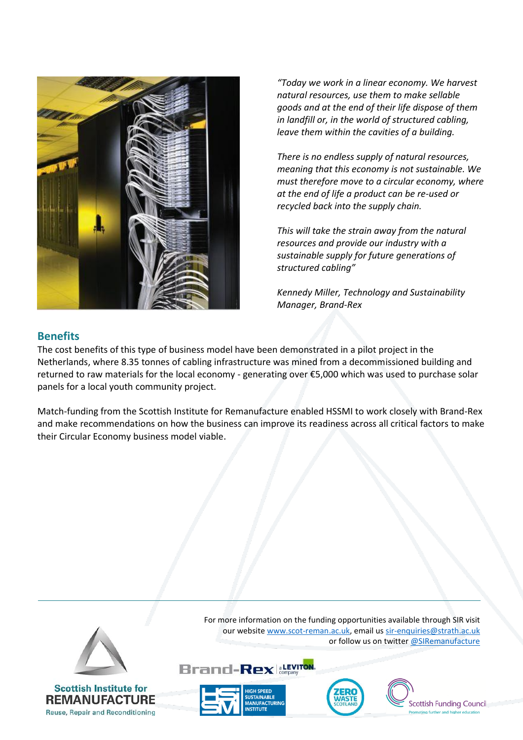*"Today we work in a linear economy. We harvest natural resources, use them to make sellable goods and at the end of their life dispose of them in landfill or, in the world of structured cabling, leave them within the cavities of a building.*

*There is no endless supply of natural resources, meaning that this economy is not sustainable. We must therefore move to a circular economy, where at the end of life a product can be re-used or recycled back into the supply chain.*

*This will take the strain away from the natural resources and provide our industry with a sustainable supply for future generations of structured cabling"*

*Kennedy Miller, Technology and Sustainability Manager, Brand-Rex*

## Benefits

The cost benefits of this type of business model have been demonstrated in a pilot project in the Netherlands, where 8.35 tonnes of cabling infrastructure was mined from a decommissioned building and returned to raw materials for the local economy - generating over €5,000 which was used to purchase solar panels for a local youth community project.

Match-funding from the Scottish Institute for Remanufacture enabled HSSMI to work closely with Brand-Rex and make recommendations on how the business can improve its readiness across all critical factors to make their Circular Economy business model viable.

---

For more information on the funding opportunities available through SIR visit our website www.scot-reman.ac.uk, email us sir-enquiries@strath.ac.uk or follow us on twitter @SIRemanufacture

Scottish Institute for REMANUFACTURE
Reuse, Repair and Reconditioning

Brand-Rex a LEVITON company

HIGH SPEED SUSTAINABLE MANUFACTURING INSTITUTE

ZERO WASTE SCOTLAND

Scottish Funding Council
Promoting further and higher education